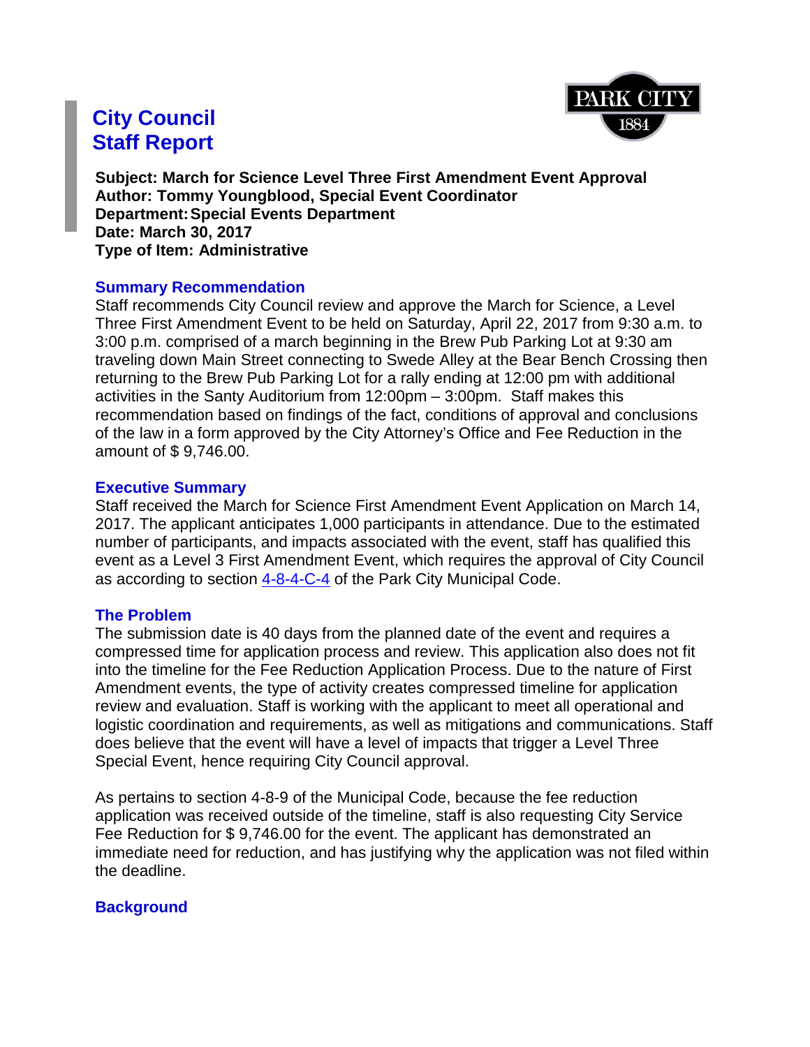# City Council Staff Report

**Subject: March for Science Level Three First Amendment Event Approval**
**Author: Tommy Youngblood, Special Event Coordinator**
**Department: Special Events Department**
**Date: March 30, 2017**
**Type of Item: Administrative**

## Summary Recommendation

Staff recommends City Council review and approve the March for Science, a Level Three First Amendment Event to be held on Saturday, April 22, 2017 from 9:30 a.m. to 3:00 p.m. comprised of a march beginning in the Brew Pub Parking Lot at 9:30 am traveling down Main Street connecting to Swede Alley at the Bear Bench Crossing then returning to the Brew Pub Parking Lot for a rally ending at 12:00 pm with additional activities in the Santy Auditorium from 12:00pm – 3:00pm. Staff makes this recommendation based on findings of the fact, conditions of approval and conclusions of the law in a form approved by the City Attorney's Office and Fee Reduction in the amount of $ 9,746.00.

## Executive Summary

Staff received the March for Science First Amendment Event Application on March 14, 2017. The applicant anticipates 1,000 participants in attendance. Due to the estimated number of participants, and impacts associated with the event, staff has qualified this event as a Level 3 First Amendment Event, which requires the approval of City Council as according to section 4-8-4-C-4 of the Park City Municipal Code.

## The Problem

The submission date is 40 days from the planned date of the event and requires a compressed time for application process and review. This application also does not fit into the timeline for the Fee Reduction Application Process. Due to the nature of First Amendment events, the type of activity creates compressed timeline for application review and evaluation. Staff is working with the applicant to meet all operational and logistic coordination and requirements, as well as mitigations and communications. Staff does believe that the event will have a level of impacts that trigger a Level Three Special Event, hence requiring City Council approval.

As pertains to section 4-8-9 of the Municipal Code, because the fee reduction application was received outside of the timeline, staff is also requesting City Service Fee Reduction for $ 9,746.00 for the event. The applicant has demonstrated an immediate need for reduction, and has justifying why the application was not filed within the deadline.

## Background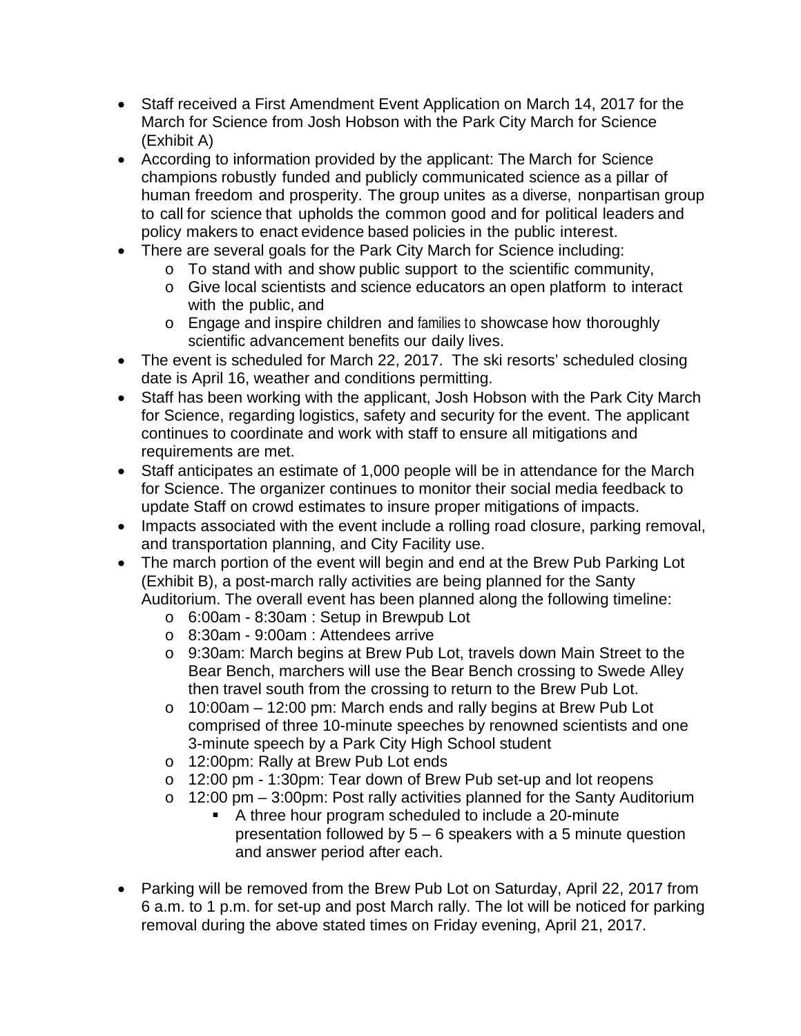- Staff received a First Amendment Event Application on March 14, 2017 for the March for Science from Josh Hobson with the Park City March for Science (Exhibit A)
- According to information provided by the applicant: The March for Science champions robustly funded and publicly communicated science as a pillar of human freedom and prosperity. The group unites as a diverse, nonpartisan group to call for science that upholds the common good and for political leaders and policy makers to enact evidence based policies in the public interest.
- There are several goals for the Park City March for Science including:
  - To stand with and show public support to the scientific community,
  - Give local scientists and science educators an open platform to interact with the public, and
  - Engage and inspire children and families to showcase how thoroughly scientific advancement benefits our daily lives.
- The event is scheduled for March 22, 2017. The ski resorts' scheduled closing date is April 16, weather and conditions permitting.
- Staff has been working with the applicant, Josh Hobson with the Park City March for Science, regarding logistics, safety and security for the event. The applicant continues to coordinate and work with staff to ensure all mitigations and requirements are met.
- Staff anticipates an estimate of 1,000 people will be in attendance for the March for Science. The organizer continues to monitor their social media feedback to update Staff on crowd estimates to insure proper mitigations of impacts.
- Impacts associated with the event include a rolling road closure, parking removal, and transportation planning, and City Facility use.
- The march portion of the event will begin and end at the Brew Pub Parking Lot (Exhibit B), a post-march rally activities are being planned for the Santy Auditorium. The overall event has been planned along the following timeline:
  - 6:00am - 8:30am : Setup in Brewpub Lot
  - 8:30am - 9:00am : Attendees arrive
  - 9:30am: March begins at Brew Pub Lot, travels down Main Street to the Bear Bench, marchers will use the Bear Bench crossing to Swede Alley then travel south from the crossing to return to the Brew Pub Lot.
  - 10:00am – 12:00 pm: March ends and rally begins at Brew Pub Lot comprised of three 10-minute speeches by renowned scientists and one 3-minute speech by a Park City High School student
  - 12:00pm: Rally at Brew Pub Lot ends
  - 12:00 pm - 1:30pm: Tear down of Brew Pub set-up and lot reopens
  - 12:00 pm – 3:00pm: Post rally activities planned for the Santy Auditorium
    - A three hour program scheduled to include a 20-minute presentation followed by 5 – 6 speakers with a 5 minute question and answer period after each.
- Parking will be removed from the Brew Pub Lot on Saturday, April 22, 2017 from 6 a.m. to 1 p.m. for set-up and post March rally. The lot will be noticed for parking removal during the above stated times on Friday evening, April 21, 2017.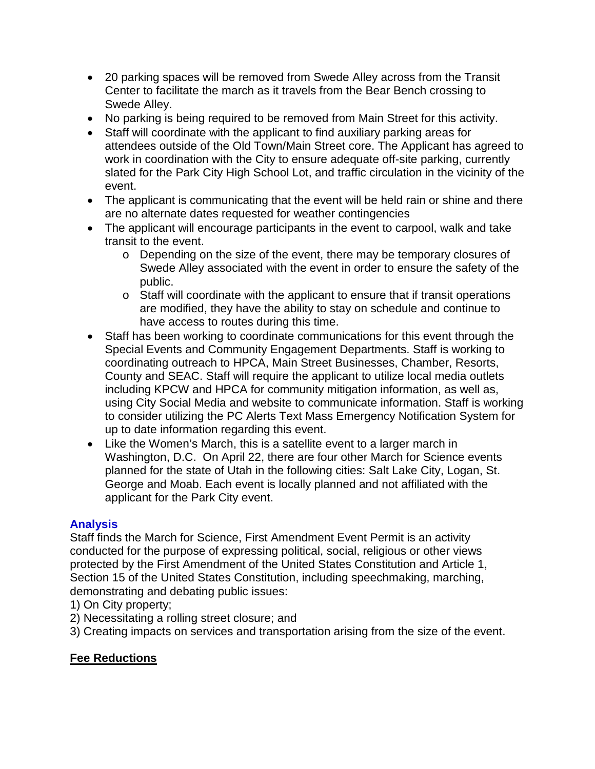- 20 parking spaces will be removed from Swede Alley across from the Transit Center to facilitate the march as it travels from the Bear Bench crossing to Swede Alley.
- No parking is being required to be removed from Main Street for this activity.
- Staff will coordinate with the applicant to find auxiliary parking areas for attendees outside of the Old Town/Main Street core. The Applicant has agreed to work in coordination with the City to ensure adequate off-site parking, currently slated for the Park City High School Lot, and traffic circulation in the vicinity of the event.
- The applicant is communicating that the event will be held rain or shine and there are no alternate dates requested for weather contingencies
- The applicant will encourage participants in the event to carpool, walk and take transit to the event.
  - Depending on the size of the event, there may be temporary closures of Swede Alley associated with the event in order to ensure the safety of the public.
  - Staff will coordinate with the applicant to ensure that if transit operations are modified, they have the ability to stay on schedule and continue to have access to routes during this time.
- Staff has been working to coordinate communications for this event through the Special Events and Community Engagement Departments. Staff is working to coordinating outreach to HPCA, Main Street Businesses, Chamber, Resorts, County and SEAC. Staff will require the applicant to utilize local media outlets including KPCW and HPCA for community mitigation information, as well as, using City Social Media and website to communicate information. Staff is working to consider utilizing the PC Alerts Text Mass Emergency Notification System for up to date information regarding this event.
- Like the Women's March, this is a satellite event to a larger march in Washington, D.C. On April 22, there are four other March for Science events planned for the state of Utah in the following cities: Salt Lake City, Logan, St. George and Moab. Each event is locally planned and not affiliated with the applicant for the Park City event.

## Analysis

Staff finds the March for Science, First Amendment Event Permit is an activity conducted for the purpose of expressing political, social, religious or other views protected by the First Amendment of the United States Constitution and Article 1, Section 15 of the United States Constitution, including speechmaking, marching, demonstrating and debating public issues:

1) On City property;
2) Necessitating a rolling street closure; and
3) Creating impacts on services and transportation arising from the size of the event.

## Fee Reductions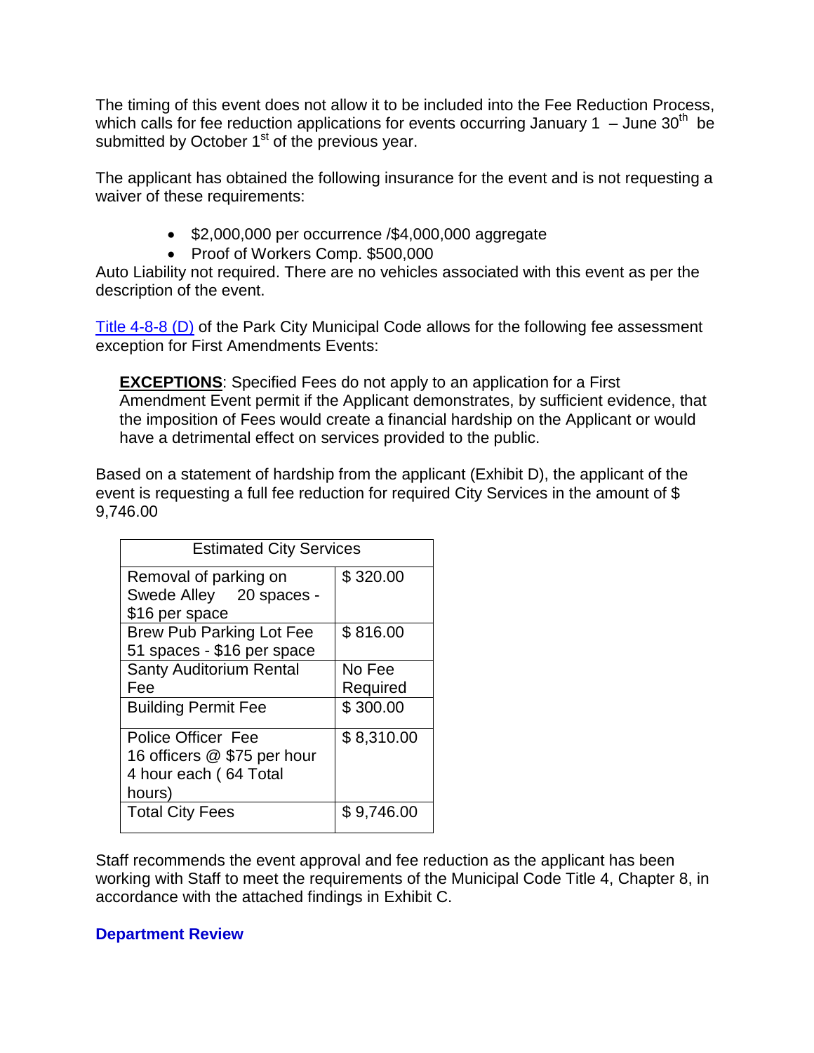The timing of this event does not allow it to be included into the Fee Reduction Process, which calls for fee reduction applications for events occurring January 1 – June 30th be submitted by October 1st of the previous year.

The applicant has obtained the following insurance for the event and is not requesting a waiver of these requirements:

- $2,000,000 per occurrence /$4,000,000 aggregate
- Proof of Workers Comp. $500,000

Auto Liability not required. There are no vehicles associated with this event as per the description of the event.

[Title 4-8-8 (D)](#) of the Park City Municipal Code allows for the following fee assessment exception for First Amendments Events:

> **EXCEPTIONS**: Specified Fees do not apply to an application for a First Amendment Event permit if the Applicant demonstrates, by sufficient evidence, that the imposition of Fees would create a financial hardship on the Applicant or would have a detrimental effect on services provided to the public.

Based on a statement of hardship from the applicant (Exhibit D), the applicant of the event is requesting a full fee reduction for required City Services in the amount of $ 9,746.00

| Estimated City Services | |
|---|---|
| Removal of parking on Swede Alley 20 spaces - $16 per space | $ 320.00 |
| Brew Pub Parking Lot Fee 51 spaces - $16 per space | $ 816.00 |
| Santy Auditorium Rental Fee | No Fee Required |
| Building Permit Fee | $ 300.00 |
| Police Officer Fee 16 officers @ $75 per hour 4 hour each ( 64 Total hours) | $ 8,310.00 |
| Total City Fees | $ 9,746.00 |

Staff recommends the event approval and fee reduction as the applicant has been working with Staff to meet the requirements of the Municipal Code Title 4, Chapter 8, in accordance with the attached findings in Exhibit C.

## Department Review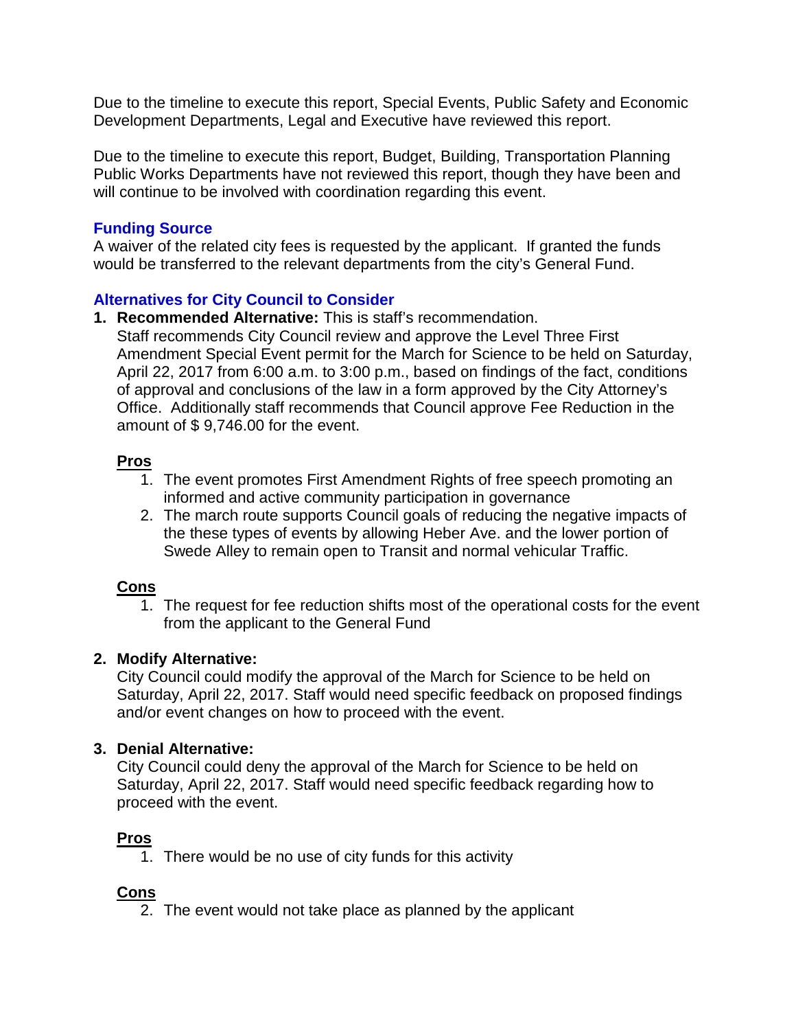Due to the timeline to execute this report, Special Events, Public Safety and Economic Development Departments, Legal and Executive have reviewed this report.

Due to the timeline to execute this report, Budget, Building, Transportation Planning Public Works Departments have not reviewed this report, though they have been and will continue to be involved with coordination regarding this event.

### Funding Source

A waiver of the related city fees is requested by the applicant. If granted the funds would be transferred to the relevant departments from the city's General Fund.

### Alternatives for City Council to Consider

1. **Recommended Alternative:** This is staff's recommendation.
   Staff recommends City Council review and approve the Level Three First Amendment Special Event permit for the March for Science to be held on Saturday, April 22, 2017 from 6:00 a.m. to 3:00 p.m., based on findings of the fact, conditions of approval and conclusions of the law in a form approved by the City Attorney's Office. Additionally staff recommends that Council approve Fee Reduction in the amount of $ 9,746.00 for the event.

   **Pros**
   1. The event promotes First Amendment Rights of free speech promoting an informed and active community participation in governance
   2. The march route supports Council goals of reducing the negative impacts of the these types of events by allowing Heber Ave. and the lower portion of Swede Alley to remain open to Transit and normal vehicular Traffic.

   **Cons**
   1. The request for fee reduction shifts most of the operational costs for the event from the applicant to the General Fund

2. **Modify Alternative:**
   City Council could modify the approval of the March for Science to be held on Saturday, April 22, 2017. Staff would need specific feedback on proposed findings and/or event changes on how to proceed with the event.

3. **Denial Alternative:**
   City Council could deny the approval of the March for Science to be held on Saturday, April 22, 2017. Staff would need specific feedback regarding how to proceed with the event.

   **Pros**
   1. There would be no use of city funds for this activity

   **Cons**
   2. The event would not take place as planned by the applicant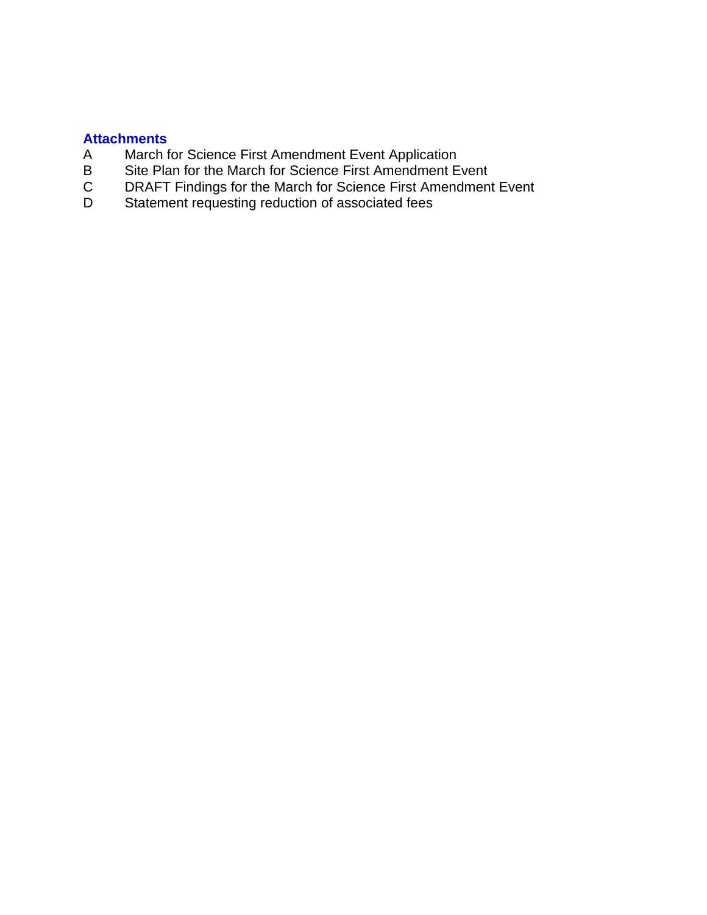**Attachments**

A March for Science First Amendment Event Application
B Site Plan for the March for Science First Amendment Event
C DRAFT Findings for the March for Science First Amendment Event
D Statement requesting reduction of associated fees